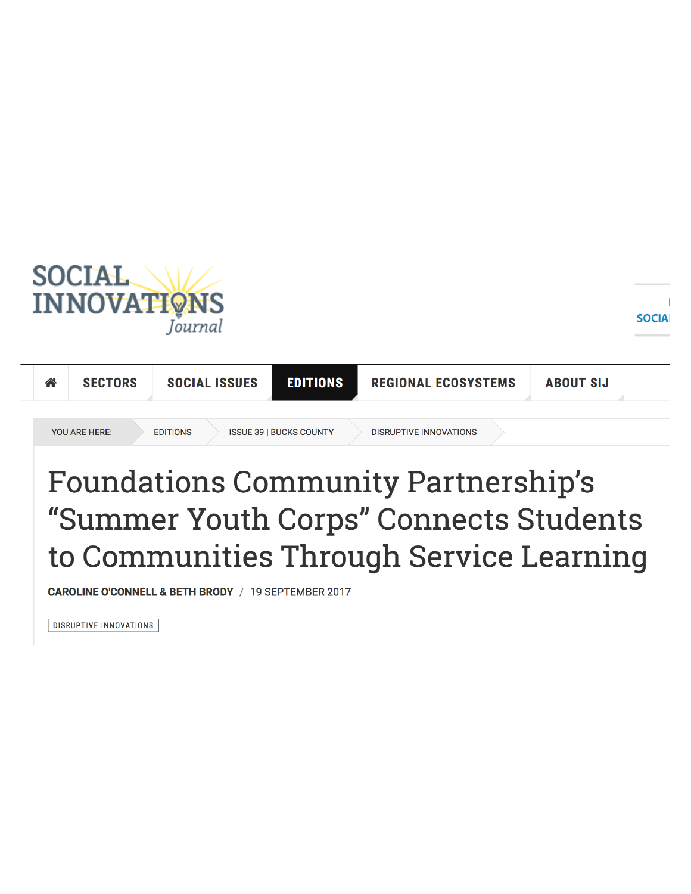SOCIAL INNOVATIONS *Journal*

HOME | SECTORS | SOCIAL ISSUES | EDITIONS | REGIONAL ECOSYSTEMS | ABOUT SIJ

YOU ARE HERE: EDITIONS > ISSUE 39 | BUCKS COUNTY > DISRUPTIVE INNOVATIONS

# Foundations Community Partnership's "Summer Youth Corps" Connects Students to Communities Through Service Learning

**CAROLINE O'CONNELL & BETH BRODY** / 19 SEPTEMBER 2017

DISRUPTIVE INNOVATIONS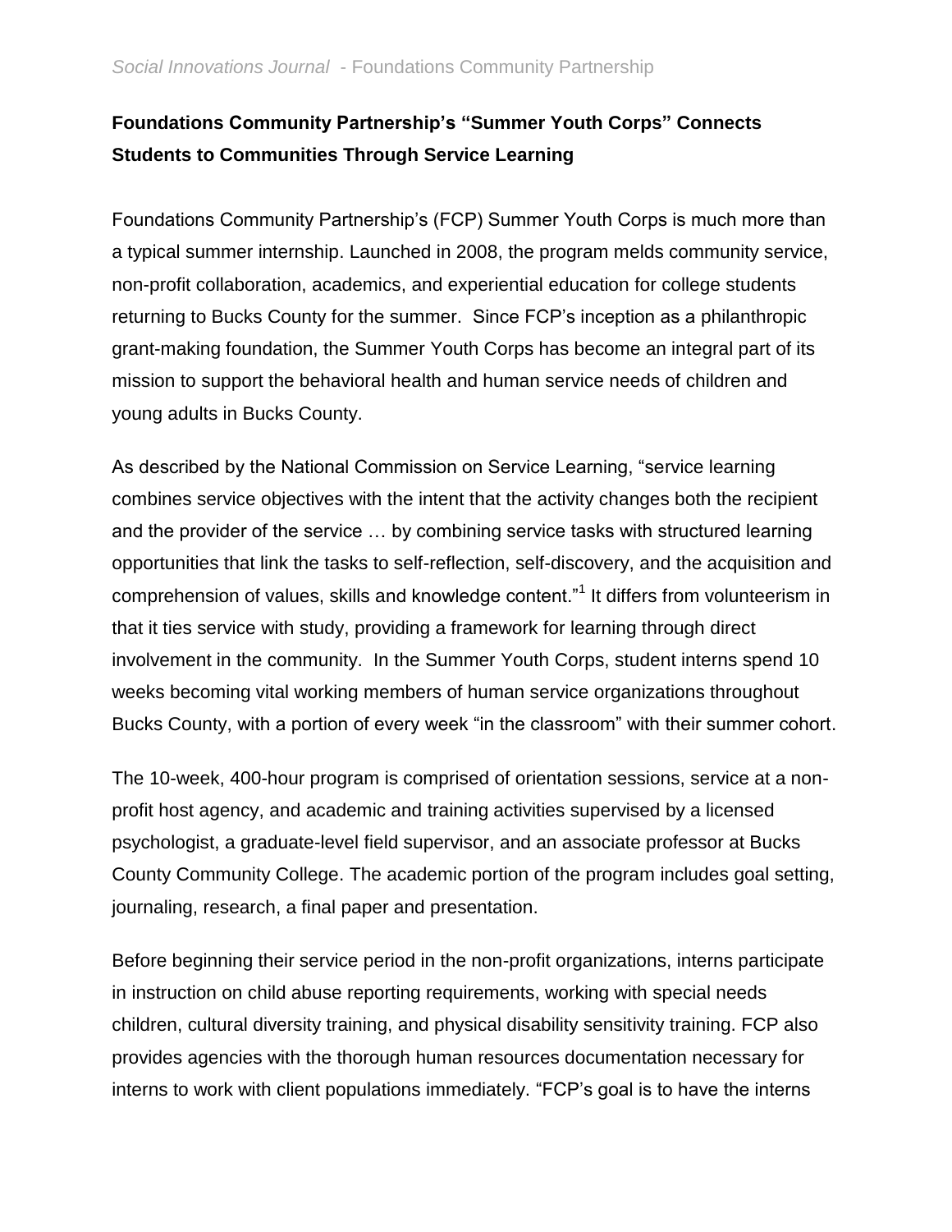**Foundations Community Partnership's "Summer Youth Corps" Connects Students to Communities Through Service Learning**

Foundations Community Partnership's (FCP) Summer Youth Corps is much more than a typical summer internship. Launched in 2008, the program melds community service, non-profit collaboration, academics, and experiential education for college students returning to Bucks County for the summer. Since FCP's inception as a philanthropic grant-making foundation, the Summer Youth Corps has become an integral part of its mission to support the behavioral health and human service needs of children and young adults in Bucks County.

As described by the National Commission on Service Learning, "service learning combines service objectives with the intent that the activity changes both the recipient and the provider of the service … by combining service tasks with structured learning opportunities that link the tasks to self-reflection, self-discovery, and the acquisition and comprehension of values, skills and knowledge content."[1] It differs from volunteerism in that it ties service with study, providing a framework for learning through direct involvement in the community. In the Summer Youth Corps, student interns spend 10 weeks becoming vital working members of human service organizations throughout Bucks County, with a portion of every week "in the classroom" with their summer cohort.

The 10-week, 400-hour program is comprised of orientation sessions, service at a non-profit host agency, and academic and training activities supervised by a licensed psychologist, a graduate-level field supervisor, and an associate professor at Bucks County Community College. The academic portion of the program includes goal setting, journaling, research, a final paper and presentation.

Before beginning their service period in the non-profit organizations, interns participate in instruction on child abuse reporting requirements, working with special needs children, cultural diversity training, and physical disability sensitivity training. FCP also provides agencies with the thorough human resources documentation necessary for interns to work with client populations immediately. "FCP's goal is to have the interns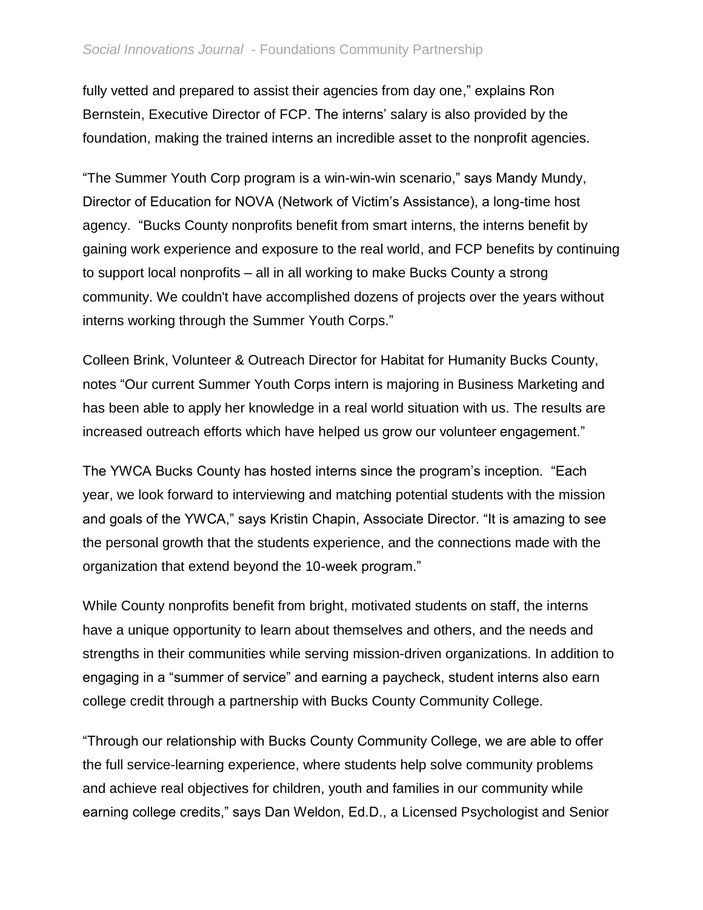fully vetted and prepared to assist their agencies from day one," explains Ron Bernstein, Executive Director of FCP. The interns' salary is also provided by the foundation, making the trained interns an incredible asset to the nonprofit agencies.

"The Summer Youth Corp program is a win-win-win scenario," says Mandy Mundy, Director of Education for NOVA (Network of Victim's Assistance), a long-time host agency. "Bucks County nonprofits benefit from smart interns, the interns benefit by gaining work experience and exposure to the real world, and FCP benefits by continuing to support local nonprofits – all in all working to make Bucks County a strong community. We couldn't have accomplished dozens of projects over the years without interns working through the Summer Youth Corps."

Colleen Brink, Volunteer & Outreach Director for Habitat for Humanity Bucks County, notes "Our current Summer Youth Corps intern is majoring in Business Marketing and has been able to apply her knowledge in a real world situation with us. The results are increased outreach efforts which have helped us grow our volunteer engagement."

The YWCA Bucks County has hosted interns since the program's inception. "Each year, we look forward to interviewing and matching potential students with the mission and goals of the YWCA," says Kristin Chapin, Associate Director. "It is amazing to see the personal growth that the students experience, and the connections made with the organization that extend beyond the 10-week program."

While County nonprofits benefit from bright, motivated students on staff, the interns have a unique opportunity to learn about themselves and others, and the needs and strengths in their communities while serving mission-driven organizations. In addition to engaging in a "summer of service" and earning a paycheck, student interns also earn college credit through a partnership with Bucks County Community College.

"Through our relationship with Bucks County Community College, we are able to offer the full service-learning experience, where students help solve community problems and achieve real objectives for children, youth and families in our community while earning college credits," says Dan Weldon, Ed.D., a Licensed Psychologist and Senior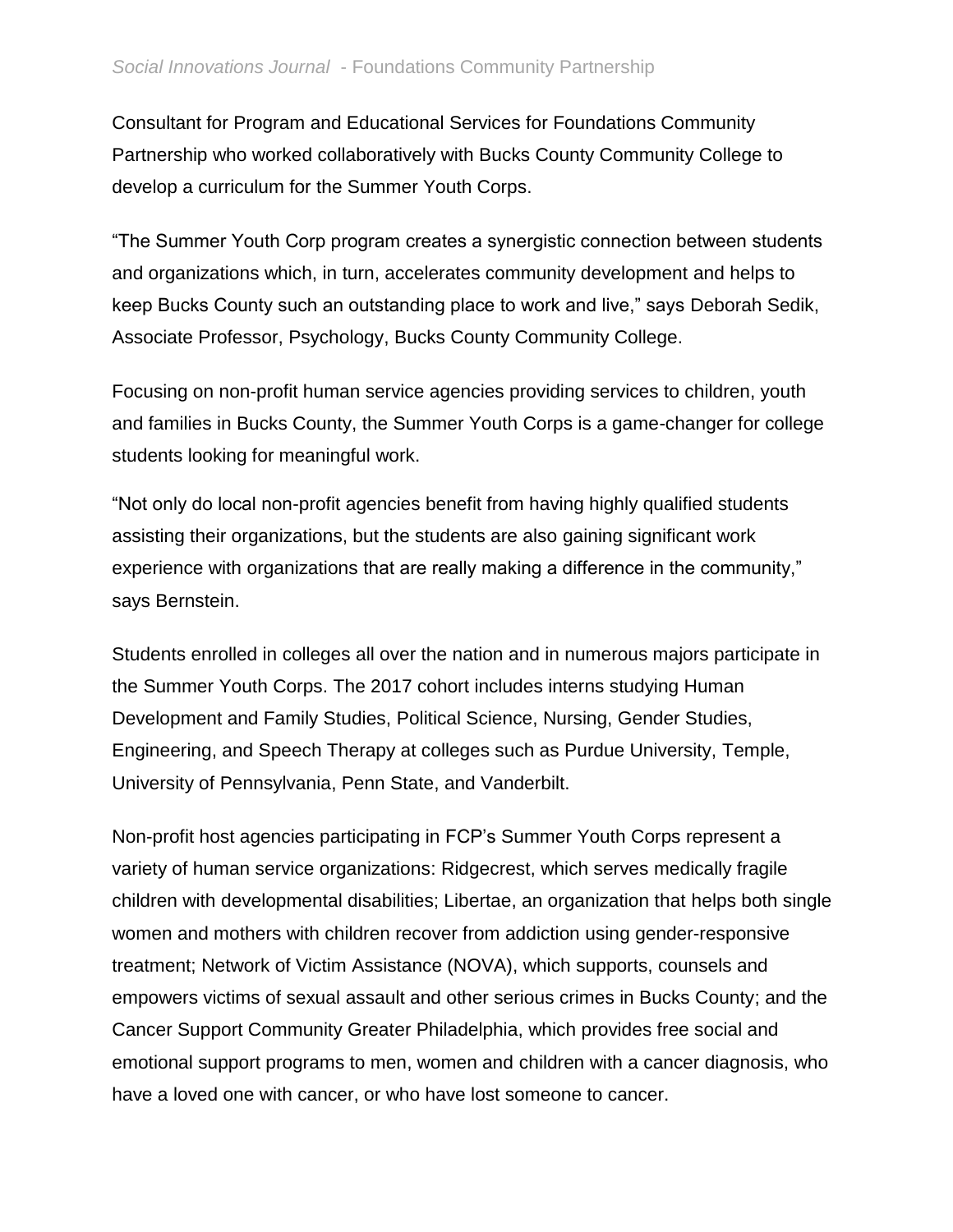Consultant for Program and Educational Services for Foundations Community Partnership who worked collaboratively with Bucks County Community College to develop a curriculum for the Summer Youth Corps.

“The Summer Youth Corp program creates a synergistic connection between students and organizations which, in turn, accelerates community development and helps to keep Bucks County such an outstanding place to work and live,” says Deborah Sedik, Associate Professor, Psychology, Bucks County Community College.

Focusing on non-profit human service agencies providing services to children, youth and families in Bucks County, the Summer Youth Corps is a game-changer for college students looking for meaningful work.

“Not only do local non-profit agencies benefit from having highly qualified students assisting their organizations, but the students are also gaining significant work experience with organizations that are really making a difference in the community,” says Bernstein.

Students enrolled in colleges all over the nation and in numerous majors participate in the Summer Youth Corps. The 2017 cohort includes interns studying Human Development and Family Studies, Political Science, Nursing, Gender Studies, Engineering, and Speech Therapy at colleges such as Purdue University, Temple, University of Pennsylvania, Penn State, and Vanderbilt.

Non-profit host agencies participating in FCP’s Summer Youth Corps represent a variety of human service organizations: Ridgecrest, which serves medically fragile children with developmental disabilities; Libertae, an organization that helps both single women and mothers with children recover from addiction using gender-responsive treatment; Network of Victim Assistance (NOVA), which supports, counsels and empowers victims of sexual assault and other serious crimes in Bucks County; and the Cancer Support Community Greater Philadelphia, which provides free social and emotional support programs to men, women and children with a cancer diagnosis, who have a loved one with cancer, or who have lost someone to cancer.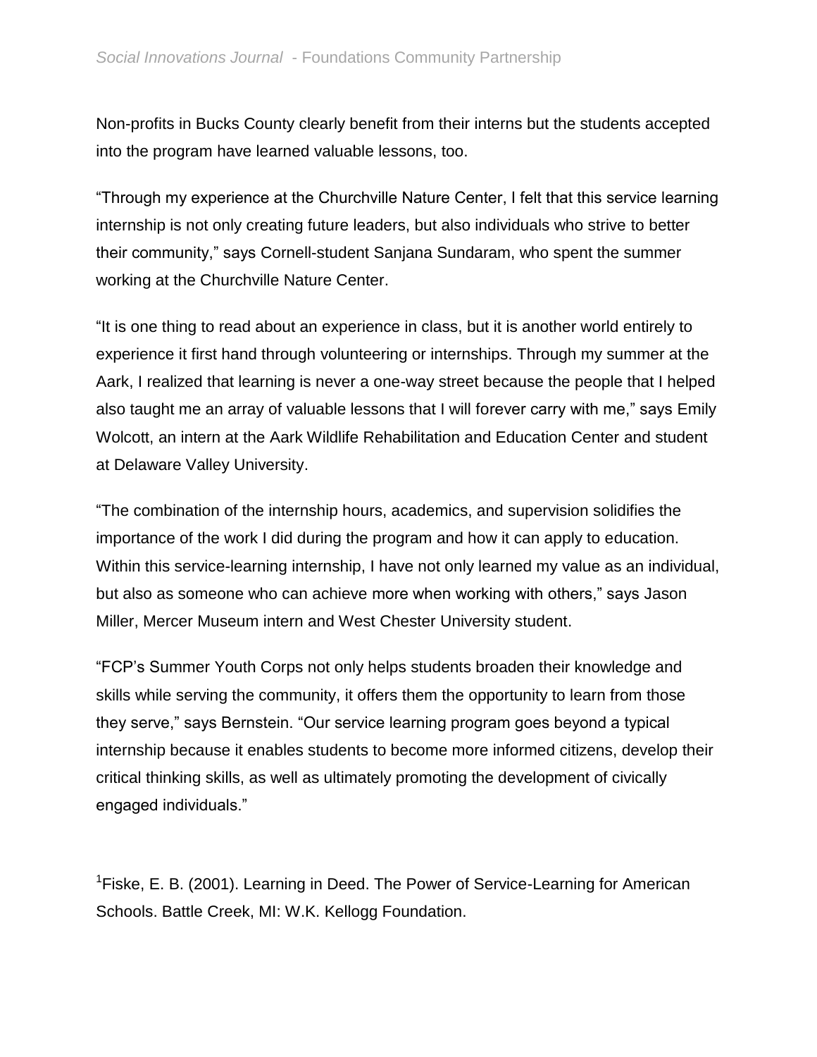Non-profits in Bucks County clearly benefit from their interns but the students accepted into the program have learned valuable lessons, too.

“Through my experience at the Churchville Nature Center, I felt that this service learning internship is not only creating future leaders, but also individuals who strive to better their community,” says Cornell-student Sanjana Sundaram, who spent the summer working at the Churchville Nature Center.

“It is one thing to read about an experience in class, but it is another world entirely to experience it first hand through volunteering or internships. Through my summer at the Aark, I realized that learning is never a one-way street because the people that I helped also taught me an array of valuable lessons that I will forever carry with me,” says Emily Wolcott, an intern at the Aark Wildlife Rehabilitation and Education Center and student at Delaware Valley University.

“The combination of the internship hours, academics, and supervision solidifies the importance of the work I did during the program and how it can apply to education. Within this service-learning internship, I have not only learned my value as an individual, but also as someone who can achieve more when working with others,” says Jason Miller, Mercer Museum intern and West Chester University student.

“FCP’s Summer Youth Corps not only helps students broaden their knowledge and skills while serving the community, it offers them the opportunity to learn from those they serve,” says Bernstein. “Our service learning program goes beyond a typical internship because it enables students to become more informed citizens, develop their critical thinking skills, as well as ultimately promoting the development of civically engaged individuals.”

[1]Fiske, E. B. (2001). Learning in Deed. The Power of Service-Learning for American Schools. Battle Creek, MI: W.K. Kellogg Foundation.